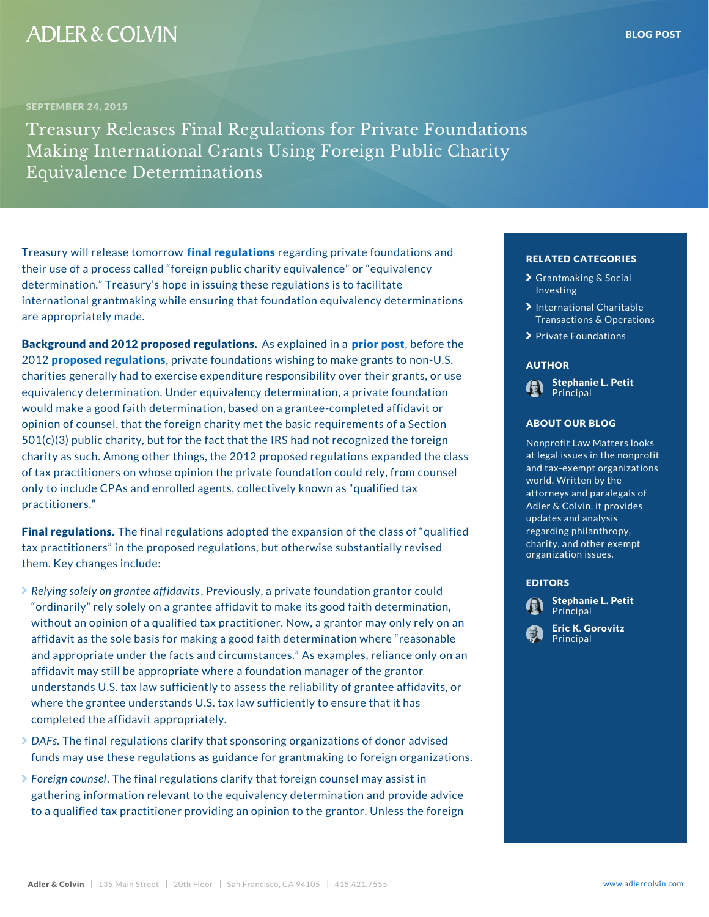SEPTEMBER 24, 2015

# Treasury Releases Final Regulations for Private Foundations Making International Grants Using Foreign Public Charity Equivalence Determinations

Treasury will release tomorrow **final regulations** regarding private foundations and their use of a process called "foreign public charity equivalence" or "equivalency determination." Treasury's hope in issuing these regulations is to facilitate international grantmaking while ensuring that foundation equivalency determinations are appropriately made.

**Background and 2012 proposed regulations.** As explained in a **prior post**, before the 2012 **proposed regulations**, private foundations wishing to make grants to non-U.S. charities generally had to exercise expenditure responsibility over their grants, or use equivalency determination. Under equivalency determination, a private foundation would make a good faith determination, based on a grantee-completed affidavit or opinion of counsel, that the foreign charity met the basic requirements of a Section 501(c)(3) public charity, but for the fact that the IRS had not recognized the foreign charity as such. Among other things, the 2012 proposed regulations expanded the class of tax practitioners on whose opinion the private foundation could rely, from counsel only to include CPAs and enrolled agents, collectively known as "qualified tax practitioners."

**Final regulations.** The final regulations adopted the expansion of the class of "qualified tax practitioners" in the proposed regulations, but otherwise substantially revised them. Key changes include:

- *Relying solely on grantee affidavits*. Previously, a private foundation grantor could "ordinarily" rely solely on a grantee affidavit to make its good faith determination, without an opinion of a qualified tax practitioner. Now, a grantor may only rely on an affidavit as the sole basis for making a good faith determination where "reasonable and appropriate under the facts and circumstances." As examples, reliance only on an affidavit may still be appropriate where a foundation manager of the grantor understands U.S. tax law sufficiently to assess the reliability of grantee affidavits, or where the grantee understands U.S. tax law sufficiently to ensure that it has completed the affidavit appropriately.
- *DAFs.* The final regulations clarify that sponsoring organizations of donor advised funds may use these regulations as guidance for grantmaking to foreign organizations.
- *Foreign counsel*. The final regulations clarify that foreign counsel may assist in gathering information relevant to the equivalency determination and provide advice to a qualified tax practitioner providing an opinion to the grantor. Unless the foreign

**RELATED CATEGORIES**

- Grantmaking & Social Investing
- International Charitable Transactions & Operations
- Private Foundations

**AUTHOR**

**Stephanie L. Petit**
Principal

**ABOUT OUR BLOG**

Nonprofit Law Matters looks at legal issues in the nonprofit and tax-exempt organizations world. Written by the attorneys and paralegals of Adler & Colvin, it provides updates and analysis regarding philanthropy, charity, and other exempt organization issues.

**EDITORS**

**Stephanie L. Petit**
Principal

**Eric K. Gorovitz**
Principal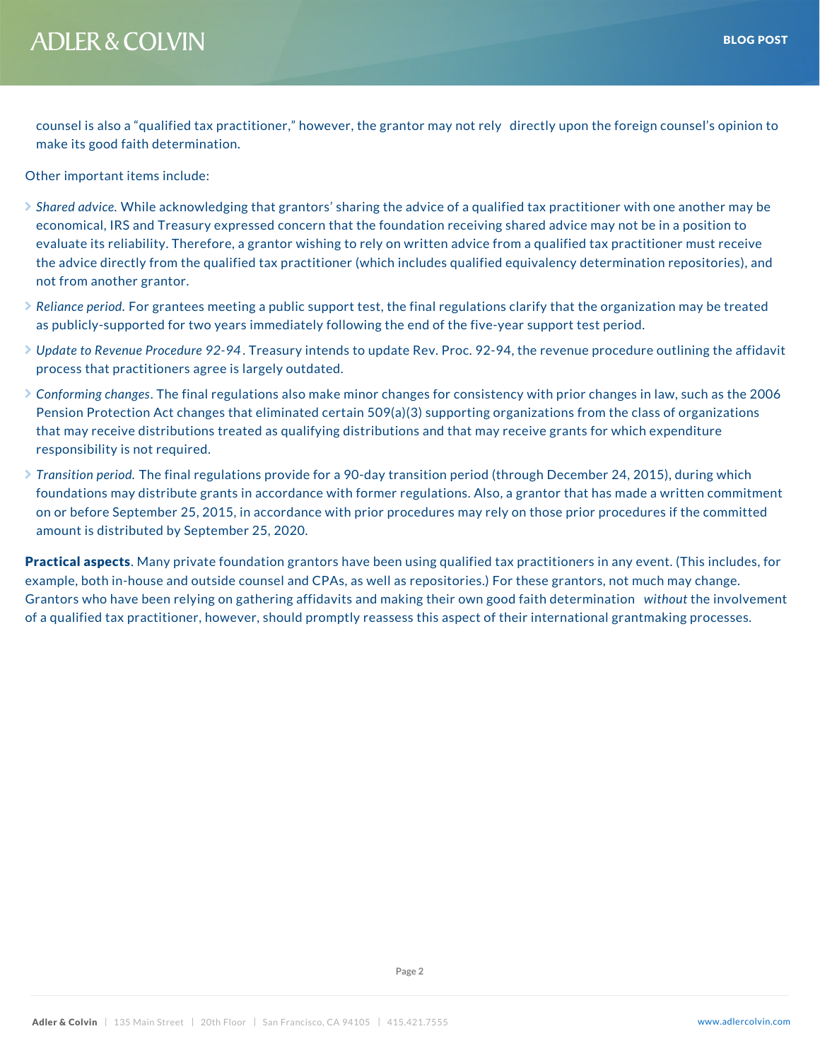counsel is also a "qualified tax practitioner," however, the grantor may not rely directly upon the foreign counsel's opinion to make its good faith determination.

Other important items include:

- *Shared advice.* While acknowledging that grantors' sharing the advice of a qualified tax practitioner with one another may be economical, IRS and Treasury expressed concern that the foundation receiving shared advice may not be in a position to evaluate its reliability. Therefore, a grantor wishing to rely on written advice from a qualified tax practitioner must receive the advice directly from the qualified tax practitioner (which includes qualified equivalency determination repositories), and not from another grantor.
- *Reliance period.* For grantees meeting a public support test, the final regulations clarify that the organization may be treated as publicly-supported for two years immediately following the end of the five-year support test period.
- *Update to Revenue Procedure 92-94*. Treasury intends to update Rev. Proc. 92-94, the revenue procedure outlining the affidavit process that practitioners agree is largely outdated.
- *Conforming changes*. The final regulations also make minor changes for consistency with prior changes in law, such as the 2006 Pension Protection Act changes that eliminated certain 509(a)(3) supporting organizations from the class of organizations that may receive distributions treated as qualifying distributions and that may receive grants for which expenditure responsibility is not required.
- *Transition period.* The final regulations provide for a 90-day transition period (through December 24, 2015), during which foundations may distribute grants in accordance with former regulations. Also, a grantor that has made a written commitment on or before September 25, 2015, in accordance with prior procedures may rely on those prior procedures if the committed amount is distributed by September 25, 2020.

**Practical aspects**. Many private foundation grantors have been using qualified tax practitioners in any event. (This includes, for example, both in-house and outside counsel and CPAs, as well as repositories.) For these grantors, not much may change. Grantors who have been relying on gathering affidavits and making their own good faith determination *without* the involvement of a qualified tax practitioner, however, should promptly reassess this aspect of their international grantmaking processes.